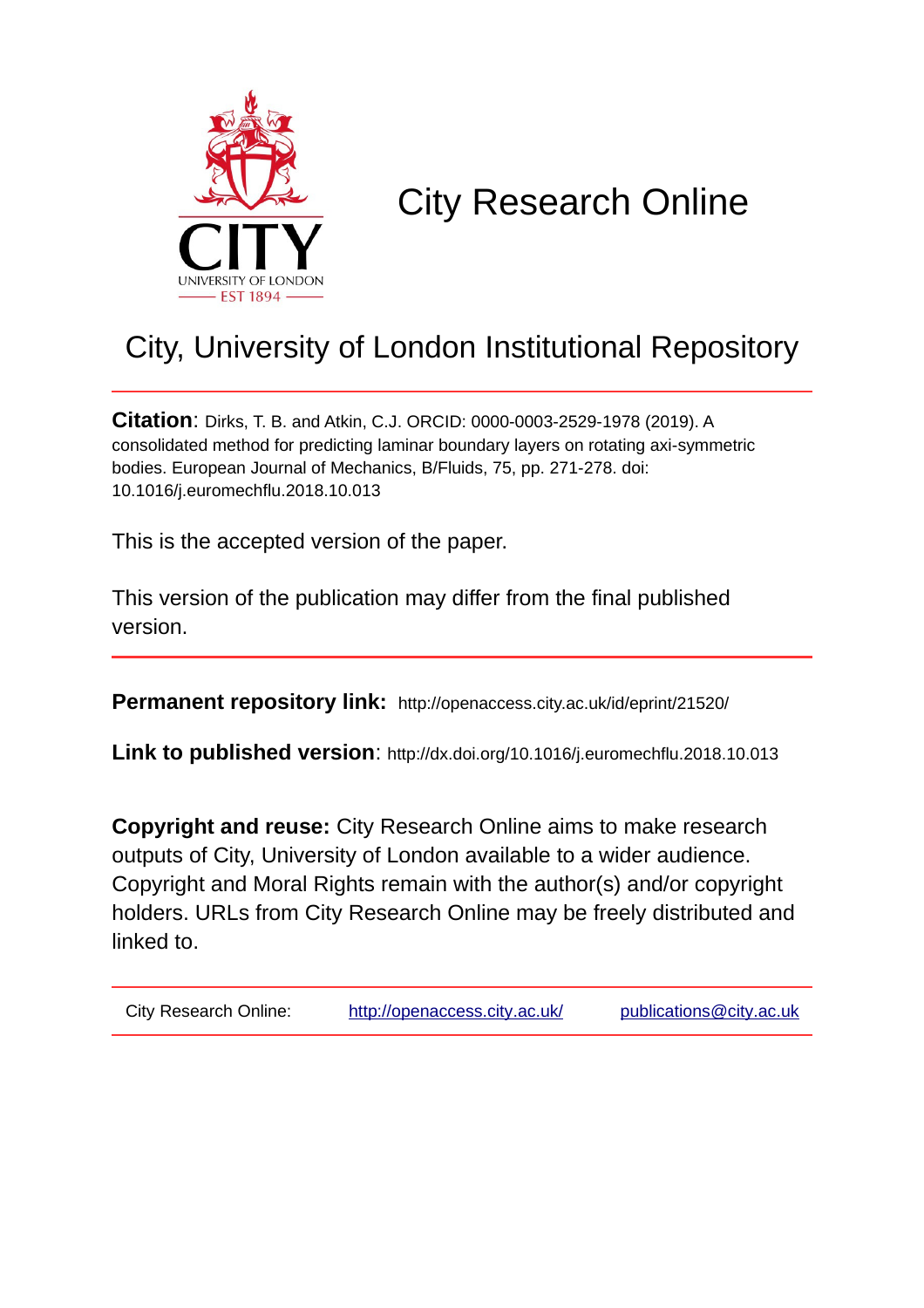# City Research Online

## City, University of London Institutional Repository

**Citation**: Dirks, T. B. and Atkin, C.J. ORCID: 0000-0003-2529-1978 (2019). A consolidated method for predicting laminar boundary layers on rotating axi-symmetric bodies. European Journal of Mechanics, B/Fluids, 75, pp. 271-278. doi: 10.1016/j.euromechflu.2018.10.013

This is the accepted version of the paper.

This version of the publication may differ from the final published version.

---

**Permanent repository link:** http://openaccess.city.ac.uk/id/eprint/21520/

**Link to published version**: http://dx.doi.org/10.1016/j.euromechflu.2018.10.013

**Copyright and reuse:** City Research Online aims to make research outputs of City, University of London available to a wider audience. Copyright and Moral Rights remain with the author(s) and/or copyright holders. URLs from City Research Online may be freely distributed and linked to.

---

City Research Online: http://openaccess.city.ac.uk/ publications@city.ac.uk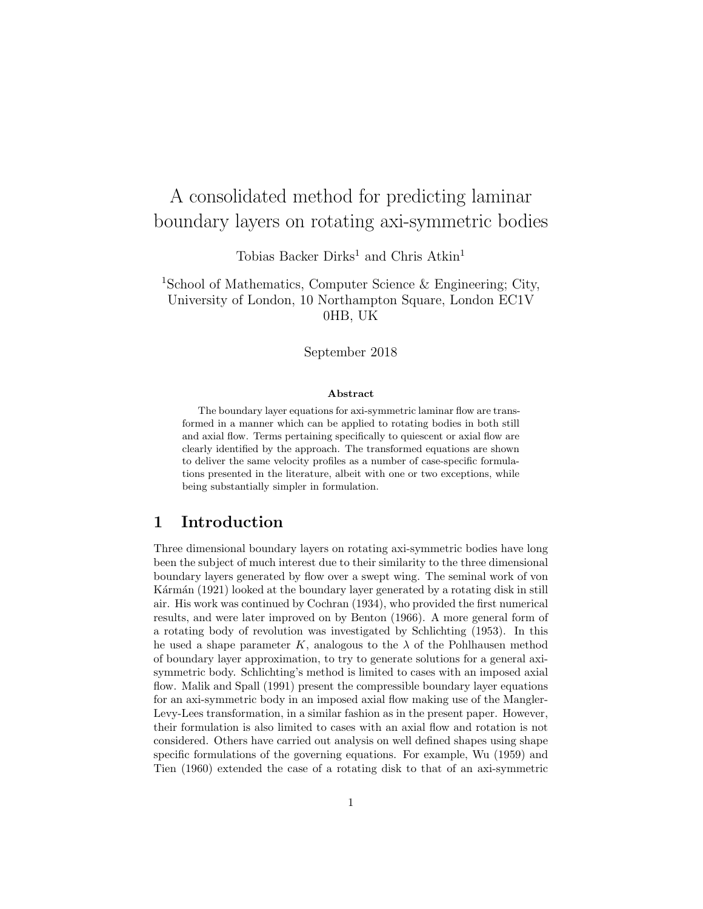# A consolidated method for predicting laminar boundary layers on rotating axi-symmetric bodies

Tobias Backer Dirks[1] and Chris Atkin[1]

[1]School of Mathematics, Computer Science & Engineering; City, University of London, 10 Northampton Square, London EC1V 0HB, UK

September 2018

### Abstract

The boundary layer equations for axi-symmetric laminar flow are transformed in a manner which can be applied to rotating bodies in both still and axial flow. Terms pertaining specifically to quiescent or axial flow are clearly identified by the approach. The transformed equations are shown to deliver the same velocity profiles as a number of case-specific formulations presented in the literature, albeit with one or two exceptions, while being substantially simpler in formulation.

## 1 Introduction

Three dimensional boundary layers on rotating axi-symmetric bodies have long been the subject of much interest due to their similarity to the three dimensional boundary layers generated by flow over a swept wing. The seminal work of von Kármán (1921) looked at the boundary layer generated by a rotating disk in still air. His work was continued by Cochran (1934), who provided the first numerical results, and were later improved on by Benton (1966). A more general form of a rotating body of revolution was investigated by Schlichting (1953). In this he used a shape parameter $K$, analogous to the $\lambda$ of the Pohlhausen method of boundary layer approximation, to try to generate solutions for a general axi-symmetric body. Schlichting's method is limited to cases with an imposed axial flow. Malik and Spall (1991) present the compressible boundary layer equations for an axi-symmetric body in an imposed axial flow making use of the Mangler-Levy-Lees transformation, in a similar fashion as in the present paper. However, their formulation is also limited to cases with an axial flow and rotation is not considered. Others have carried out analysis on well defined shapes using shape specific formulations of the governing equations. For example, Wu (1959) and Tien (1960) extended the case of a rotating disk to that of an axi-symmetric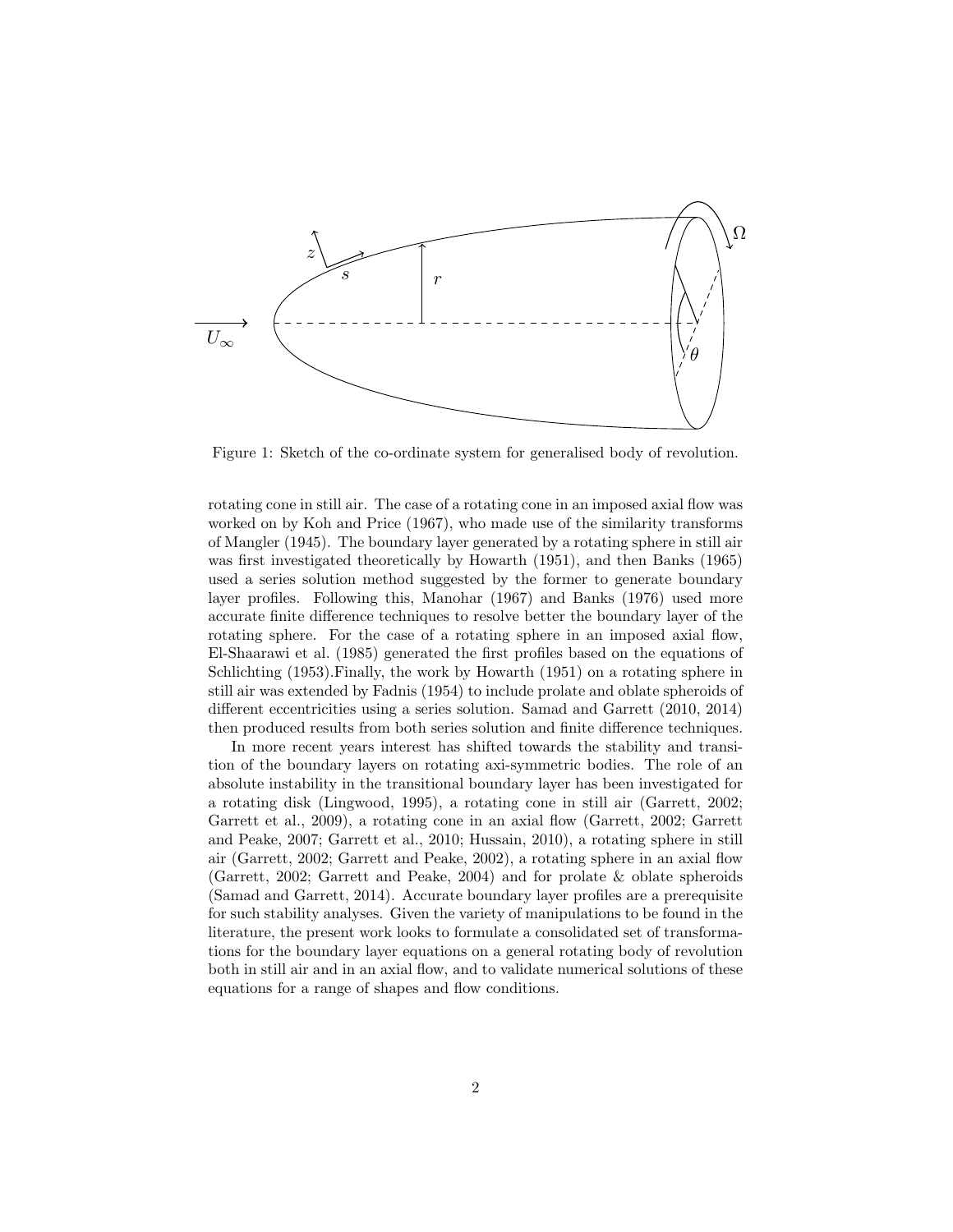Figure 1: Sketch of the co-ordinate system for generalised body of revolution.

rotating cone in still air. The case of a rotating cone in an imposed axial flow was worked on by Koh and Price (1967), who made use of the similarity transforms of Mangler (1945). The boundary layer generated by a rotating sphere in still air was first investigated theoretically by Howarth (1951), and then Banks (1965) used a series solution method suggested by the former to generate boundary layer profiles. Following this, Manohar (1967) and Banks (1976) used more accurate finite difference techniques to resolve better the boundary layer of the rotating sphere. For the case of a rotating sphere in an imposed axial flow, El-Shaarawi et al. (1985) generated the first profiles based on the equations of Schlichting (1953).Finally, the work by Howarth (1951) on a rotating sphere in still air was extended by Fadnis (1954) to include prolate and oblate spheroids of different eccentricities using a series solution. Samad and Garrett (2010, 2014) then produced results from both series solution and finite difference techniques.

In more recent years interest has shifted towards the stability and transition of the boundary layers on rotating axi-symmetric bodies. The role of an absolute instability in the transitional boundary layer has been investigated for a rotating disk (Lingwood, 1995), a rotating cone in still air (Garrett, 2002; Garrett et al., 2009), a rotating cone in an axial flow (Garrett, 2002; Garrett and Peake, 2007; Garrett et al., 2010; Hussain, 2010), a rotating sphere in still air (Garrett, 2002; Garrett and Peake, 2002), a rotating sphere in an axial flow (Garrett, 2002; Garrett and Peake, 2004) and for prolate & oblate spheroids (Samad and Garrett, 2014). Accurate boundary layer profiles are a prerequisite for such stability analyses. Given the variety of manipulations to be found in the literature, the present work looks to formulate a consolidated set of transformations for the boundary layer equations on a general rotating body of revolution both in still air and in an axial flow, and to validate numerical solutions of these equations for a range of shapes and flow conditions.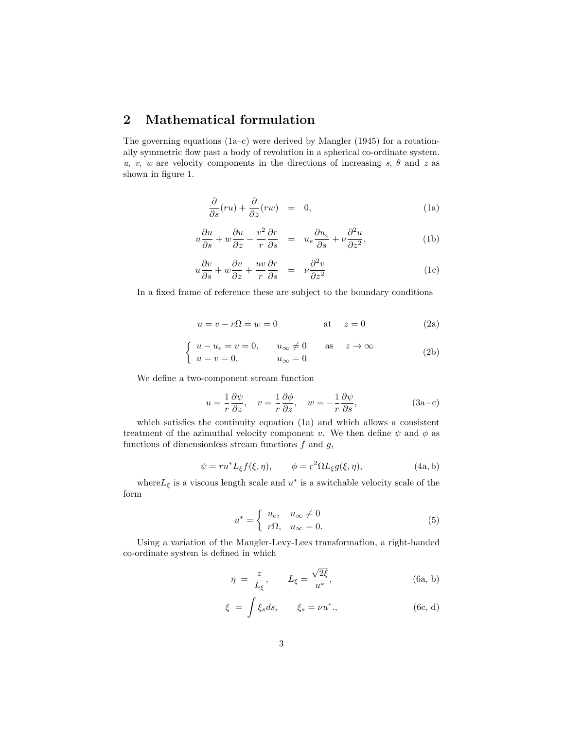## 2 Mathematical formulation

The governing equations (1a–c) were derived by Mangler (1945) for a rotationally symmetric flow past a body of revolution in a spherical co-ordinate system. $u$, $v$, $w$ are velocity components in the directions of increasing $s$, $\theta$ and $z$ as shown in figure 1.

$$
\frac{\partial}{\partial s}(ru) + \frac{\partial}{\partial z}(rw) = 0, \tag{1a}
$$

$$
u\frac{\partial u}{\partial s} + w\frac{\partial u}{\partial z} - \frac{v^2}{r}\frac{\partial r}{\partial s} = u_e\frac{\partial u_e}{\partial s} + \nu\frac{\partial^2 u}{\partial z^2}, \tag{1b}
$$

$$
u\frac{\partial v}{\partial s} + w\frac{\partial v}{\partial z} + \frac{uv}{r}\frac{\partial r}{\partial s} = \nu\frac{\partial^2 v}{\partial z^2} \tag{1c}
$$

In a fixed frame of reference these are subject to the boundary conditions

$$
u = v - r\Omega = w = 0 \qquad \text{at} \quad z = 0 \tag{2a}
$$

$$
\left\{ \begin{array}{lll} u - u_e = v = 0, & u_\infty \neq 0 & \text{as} \quad z \to \infty \\ u = v = 0, & u_\infty = 0 & \end{array} \right. \tag{2b}
$$

We define a two-component stream function

$$
u = \frac{1}{r}\frac{\partial \psi}{\partial z}, \quad v = \frac{1}{r}\frac{\partial \phi}{\partial z}, \quad w = -\frac{1}{r}\frac{\partial \psi}{\partial s}, \tag{3a–c}
$$

which satisfies the continuity equation (1a) and which allows a consistent treatment of the azimuthal velocity component $v$. We then define $\psi$ and $\phi$ as functions of dimensionless stream functions $f$ and $g$,

$$
\psi = r u^* L_\xi f(\xi, \eta), \qquad \phi = r^2 \Omega L_\xi g(\xi, \eta), \tag{4a, b}
$$

where$L_\xi$ is a viscous length scale and $u^*$ is a switchable velocity scale of the form

$$
u^* = \left\{ \begin{array}{ll} u_e, & u_\infty \neq 0 \\ r\Omega, & u_\infty = 0. \end{array} \right. \tag{5}
$$

Using a variation of the Mangler-Levy-Lees transformation, a right-handed co-ordinate system is defined in which

$$
\eta = \frac{z}{L_\xi}, \qquad L_\xi = \frac{\sqrt{2\xi}}{u^*}, \tag{6a, b}
$$

$$
\xi = \int \xi_s ds, \qquad \xi_s = \nu u^*., \tag{6c, d}
$$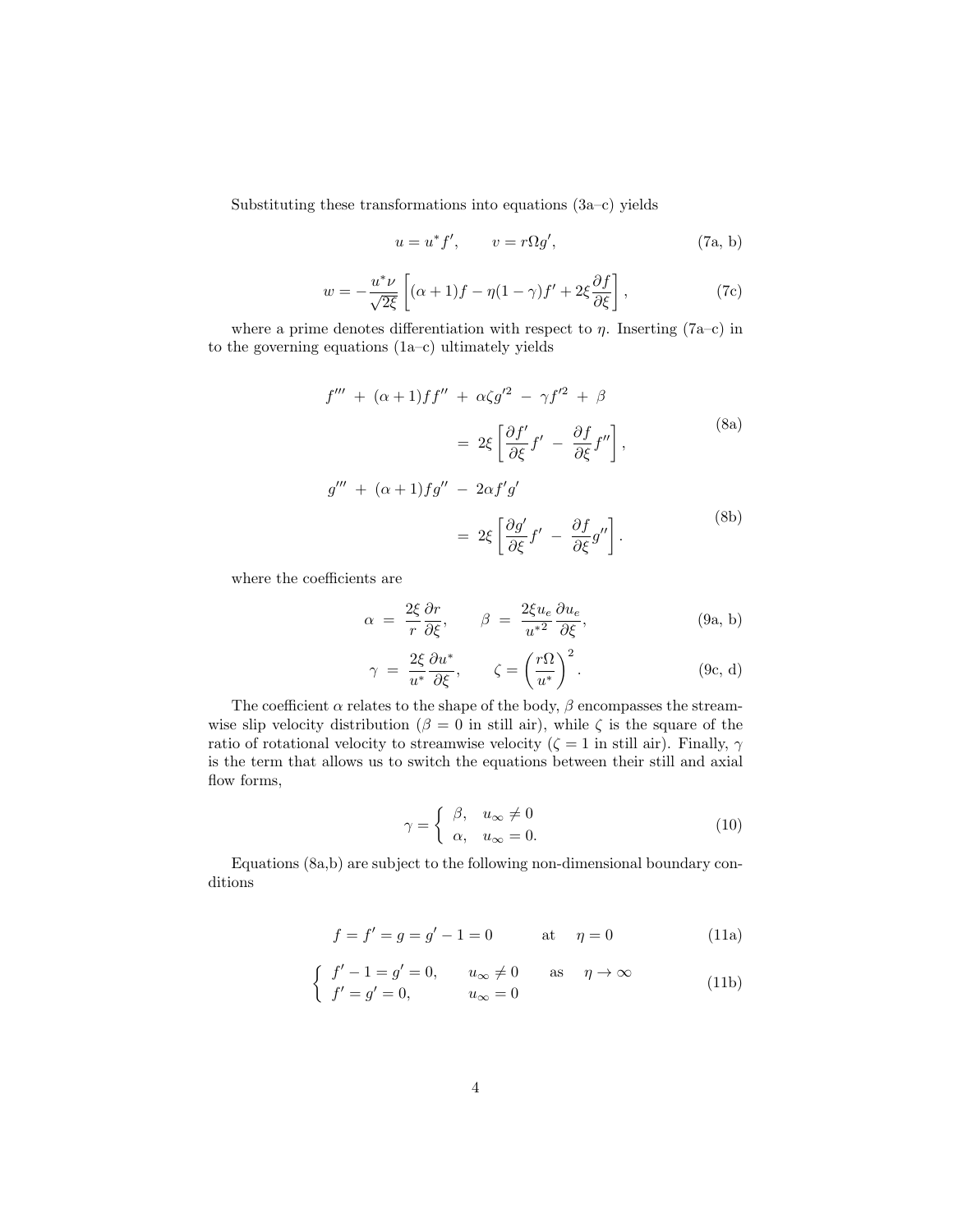Substituting these transformations into equations (3a–c) yields

$$u = u^* f', \qquad v = r\Omega g', \tag{7a, b}$$

$$w = -\frac{u^*\nu}{\sqrt{2\xi}}\left[(\alpha+1)f - \eta(1-\gamma)f' + 2\xi\frac{\partial f}{\partial \xi}\right], \tag{7c}$$

where a prime denotes differentiation with respect to $\eta$. Inserting (7a–c) in to the governing equations (1a–c) ultimately yields

$$f''' + (\alpha+1)ff'' + \alpha\zeta g'^2 - \gamma f'^2 + \beta = 2\xi\left[\frac{\partial f'}{\partial \xi}f' - \frac{\partial f}{\partial \xi}f''\right], \tag{8a}$$

$$g''' + (\alpha+1)fg'' - 2\alpha f'g' = 2\xi\left[\frac{\partial g'}{\partial \xi}f' - \frac{\partial f}{\partial \xi}g''\right]. \tag{8b}$$

where the coefficients are

$$\alpha = \frac{2\xi}{r}\frac{\partial r}{\partial \xi}, \qquad \beta = \frac{2\xi u_e}{u^{*2}}\frac{\partial u_e}{\partial \xi}, \tag{9a, b}$$

$$\gamma = \frac{2\xi}{u^*}\frac{\partial u^*}{\partial \xi}, \qquad \zeta = \left(\frac{r\Omega}{u^*}\right)^2. \tag{9c, d}$$

The coefficient $\alpha$ relates to the shape of the body, $\beta$ encompasses the streamwise slip velocity distribution ($\beta = 0$ in still air), while $\zeta$ is the square of the ratio of rotational velocity to streamwise velocity ($\zeta = 1$ in still air). Finally, $\gamma$ is the term that allows us to switch the equations between their still and axial flow forms,

$$\gamma = \begin{cases} \beta, & u_\infty \neq 0 \\ \alpha, & u_\infty = 0. \end{cases} \tag{10}$$

Equations (8a,b) are subject to the following non-dimensional boundary conditions

$$f = f' = g = g' - 1 = 0 \qquad \text{at} \quad \eta = 0 \tag{11a}$$

$$\begin{cases} f' - 1 = g' = 0, & u_\infty \neq 0 \\ f' = g' = 0, & u_\infty = 0 \end{cases} \qquad \text{as} \quad \eta \to \infty \tag{11b}$$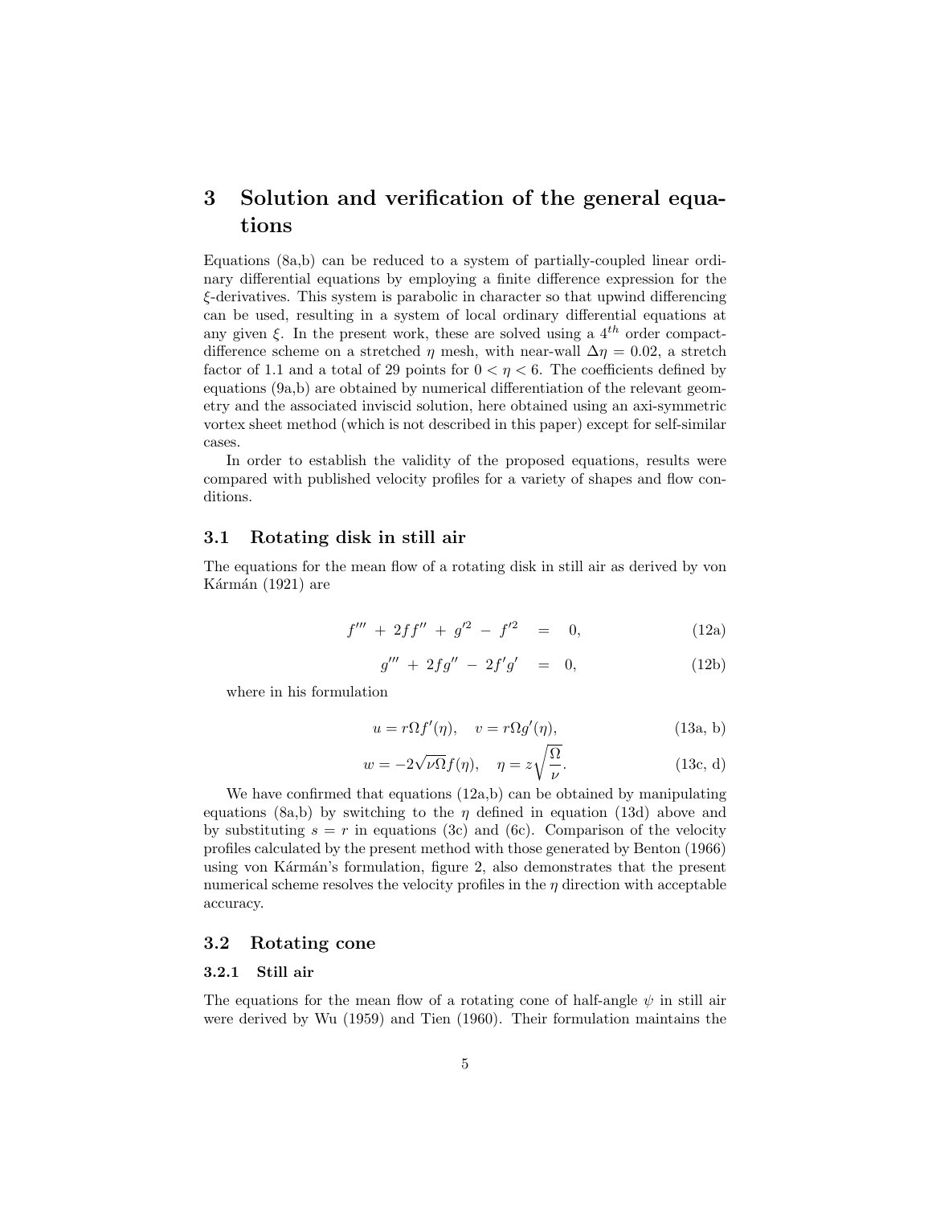# 3 Solution and verification of the general equations

Equations (8a,b) can be reduced to a system of partially-coupled linear ordinary differential equations by employing a finite difference expression for the $\xi$-derivatives. This system is parabolic in character so that upwind differencing can be used, resulting in a system of local ordinary differential equations at any given $\xi$. In the present work, these are solved using a $4^{th}$ order compact-difference scheme on a stretched $\eta$ mesh, with near-wall $\Delta\eta = 0.02$, a stretch factor of 1.1 and a total of 29 points for $0 < \eta < 6$. The coefficients defined by equations (9a,b) are obtained by numerical differentiation of the relevant geometry and the associated inviscid solution, here obtained using an axi-symmetric vortex sheet method (which is not described in this paper) except for self-similar cases.

In order to establish the validity of the proposed equations, results were compared with published velocity profiles for a variety of shapes and flow conditions.

## 3.1 Rotating disk in still air

The equations for the mean flow of a rotating disk in still air as derived by von Kármán (1921) are

$$f''' \; + \; 2ff'' \; + \; g'^2 \; - \; f'^2 \quad = \quad 0, \tag{12a}$$

$$g''' \; + \; 2fg'' \; - \; 2f'g' \quad = \quad 0, \tag{12b}$$

where in his formulation

$$u = r\Omega f'(\eta), \quad v = r\Omega g'(\eta), \tag{13a, b}$$

$$w = -2\sqrt{\nu\Omega} f(\eta), \quad \eta = z\sqrt{\frac{\Omega}{\nu}}. \tag{13c, d}$$

We have confirmed that equations (12a,b) can be obtained by manipulating equations (8a,b) by switching to the $\eta$ defined in equation (13d) above and by substituting $s = r$ in equations (3c) and (6c). Comparison of the velocity profiles calculated by the present method with those generated by Benton (1966) using von Kármán's formulation, figure 2, also demonstrates that the present numerical scheme resolves the velocity profiles in the $\eta$ direction with acceptable accuracy.

## 3.2 Rotating cone

### 3.2.1 Still air

The equations for the mean flow of a rotating cone of half-angle $\psi$ in still air were derived by Wu (1959) and Tien (1960). Their formulation maintains the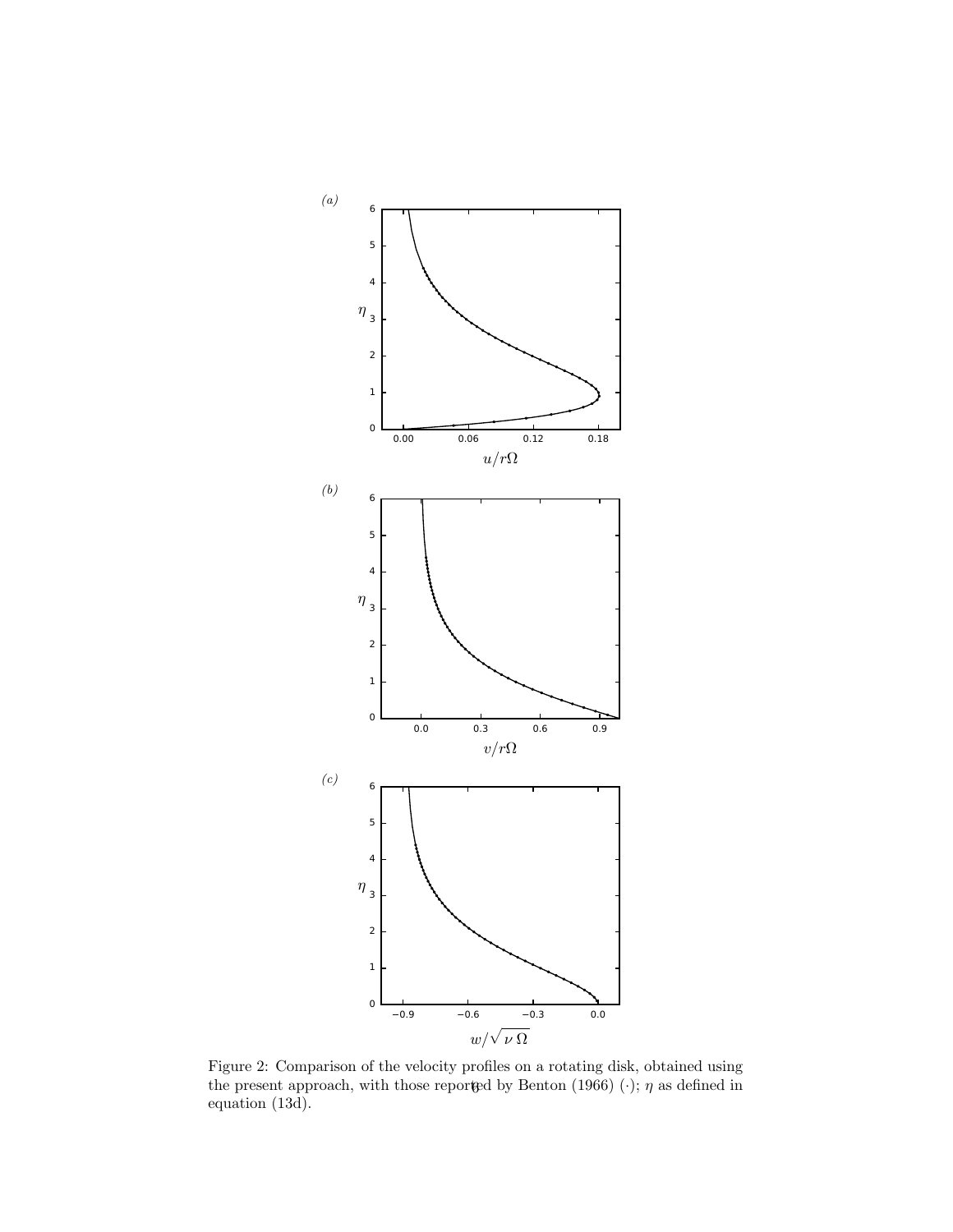Figure 2: Comparison of the velocity profiles on a rotating disk, obtained using the present approach, with those reported by Benton (1966) ($\cdot$); $\eta$ as defined in equation (13d).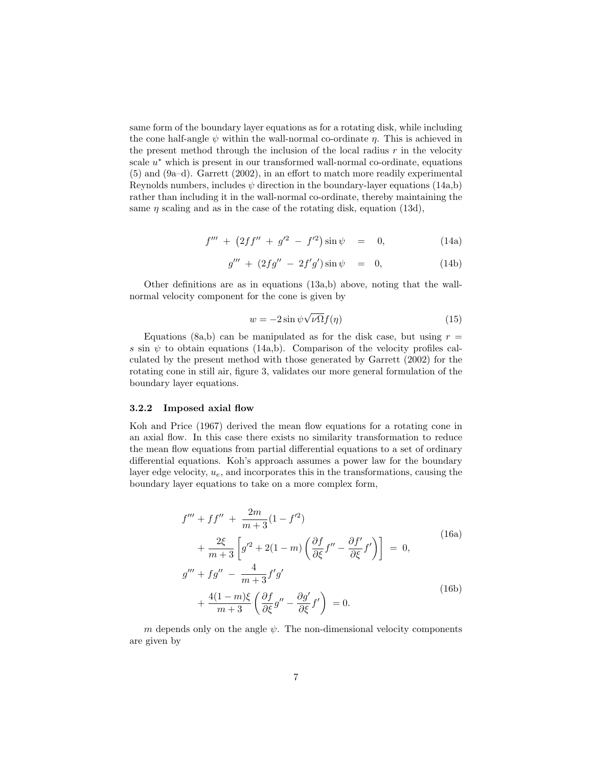same form of the boundary layer equations as for a rotating disk, while including the cone half-angle $\psi$ within the wall-normal co-ordinate $\eta$. This is achieved in the present method through the inclusion of the local radius $r$ in the velocity scale $u^*$ which is present in our transformed wall-normal co-ordinate, equations (5) and (9a–d). Garrett (2002), in an effort to match more readily experimental Reynolds numbers, includes $\psi$ direction in the boundary-layer equations (14a,b) rather than including it in the wall-normal co-ordinate, thereby maintaining the same $\eta$ scaling and as in the case of the rotating disk, equation (13d),

$$f''' + \left(2ff'' + g'^2 - f'^2\right)\sin\psi = 0, \tag{14a}$$

$$g''' + \left(2fg'' - 2f'g'\right)\sin\psi = 0, \tag{14b}$$

Other definitions are as in equations (13a,b) above, noting that the wall-normal velocity component for the cone is given by

$$w = -2\sin\psi\sqrt{\nu\Omega}f(\eta) \tag{15}$$

Equations (8a,b) can be manipulated as for the disk case, but using $r = s \sin\psi$ to obtain equations (14a,b). Comparison of the velocity profiles calculated by the present method with those generated by Garrett (2002) for the rotating cone in still air, figure 3, validates our more general formulation of the boundary layer equations.

### 3.2.2 Imposed axial flow

Koh and Price (1967) derived the mean flow equations for a rotating cone in an axial flow. In this case there exists no similarity transformation to reduce the mean flow equations from partial differential equations to a set of ordinary differential equations. Koh's approach assumes a power law for the boundary layer edge velocity, $u_e$, and incorporates this in the transformations, causing the boundary layer equations to take on a more complex form,

$$\begin{aligned} f''' + ff'' + \frac{2m}{m+3}(1 - f'^2) \\ + \frac{2\xi}{m+3}\left[g'^2 + 2(1-m)\left(\frac{\partial f}{\partial \xi}f'' - \frac{\partial f'}{\partial \xi}f'\right)\right] = 0, \end{aligned} \tag{16a}$$

$$\begin{aligned} g''' + fg'' - \frac{4}{m+3}f'g' \\ + \frac{4(1-m)\xi}{m+3}\left(\frac{\partial f}{\partial \xi}g'' - \frac{\partial g'}{\partial \xi}f'\right) = 0. \end{aligned} \tag{16b}$$

$m$ depends only on the angle $\psi$. The non-dimensional velocity components are given by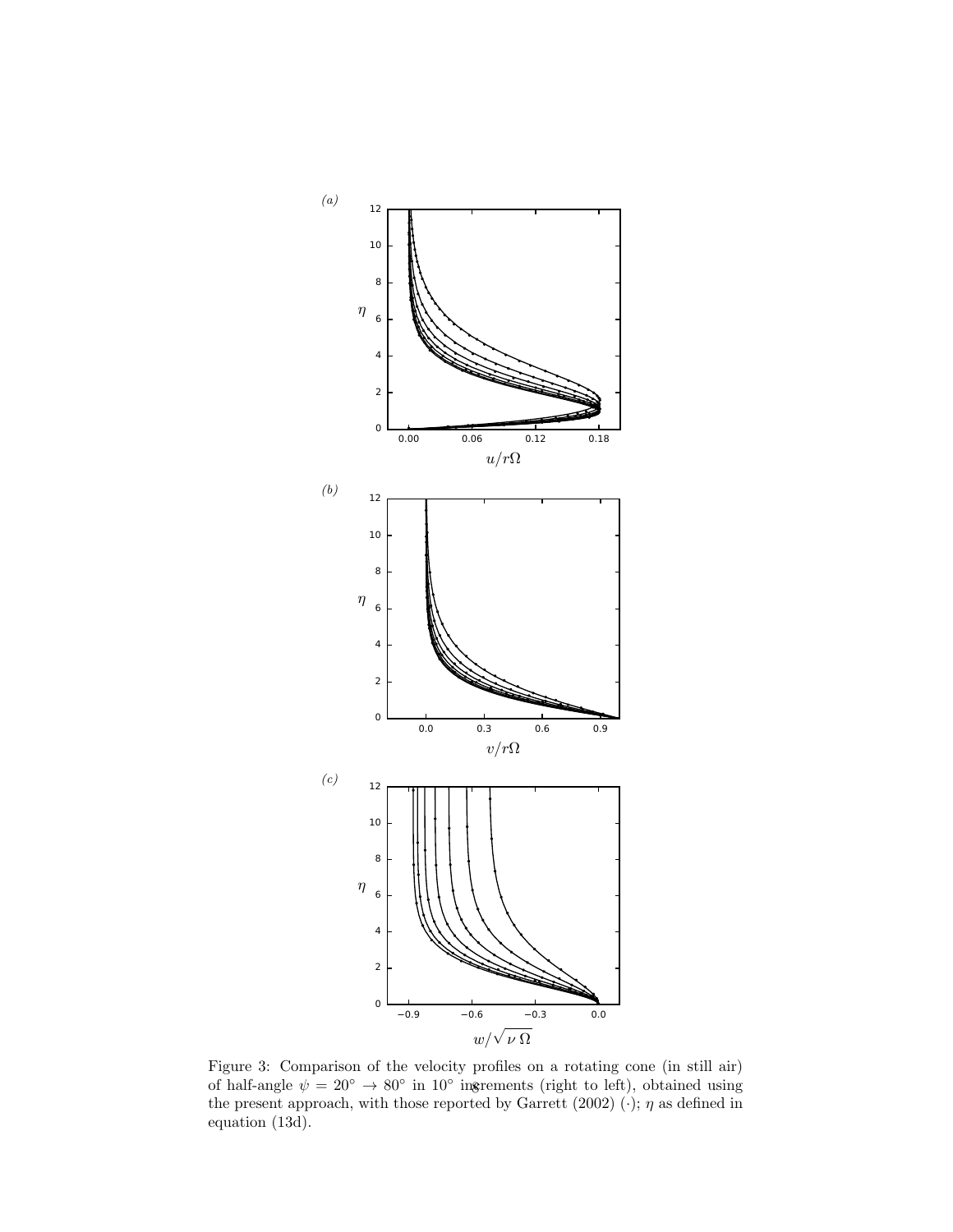Figure 3: Comparison of the velocity profiles on a rotating cone (in still air) of half-angle $\psi = 20^\circ \rightarrow 80^\circ$ in $10^\circ$ increments (right to left), obtained using the present approach, with those reported by Garrett (2002) ($\cdot$); $\eta$ as defined in equation (13d).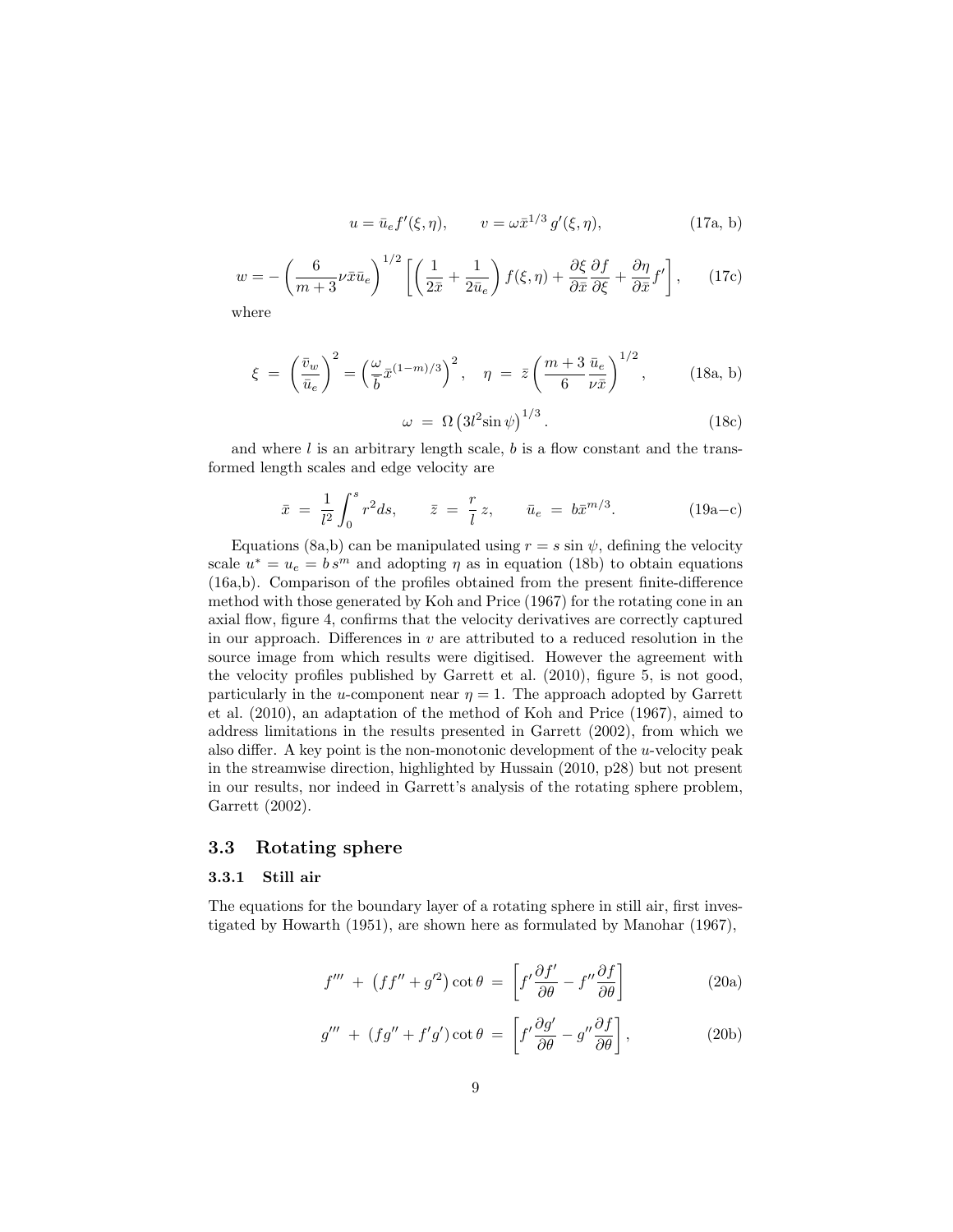$$u = \bar{u}_e f'(\xi, \eta), \qquad v = \omega \bar{x}^{1/3}\, g'(\xi, \eta), \tag{17a, b}$$

$$w = -\left(\frac{6}{m+3}\nu \bar{x}\bar{u}_e\right)^{1/2}\left[\left(\frac{1}{2\bar{x}} + \frac{1}{2\bar{u}_e}\right) f(\xi, \eta) + \frac{\partial \xi}{\partial \bar{x}}\frac{\partial f}{\partial \xi} + \frac{\partial \eta}{\partial \bar{x}} f'\right], \tag{17c}$$

where

$$\xi \;=\; \left(\frac{\bar{v}_w}{\bar{u}_e}\right)^2 = \left(\frac{\omega}{b}\bar{x}^{(1-m)/3}\right)^2, \quad \eta \;=\; \bar{z}\left(\frac{m+3}{6}\frac{\bar{u}_e}{\nu \bar{x}}\right)^{1/2}, \tag{18a, b}$$

$$\omega \;=\; \Omega\left(3l^2 \sin\psi\right)^{1/3}. \tag{18c}$$

and where $l$ is an arbitrary length scale, $b$ is a flow constant and the transformed length scales and edge velocity are

$$\bar{x} \;=\; \frac{1}{l^2}\int_0^s r^2 ds, \qquad \bar{z} \;=\; \frac{r}{l}\, z, \qquad \bar{u}_e \;=\; b\bar{x}^{m/3}. \tag{19a–c}$$

Equations (8a,b) can be manipulated using $r = s \sin\psi$, defining the velocity scale $u^* = u_e = b\, s^m$ and adopting $\eta$ as in equation (18b) to obtain equations (16a,b). Comparison of the profiles obtained from the present finite-difference method with those generated by Koh and Price (1967) for the rotating cone in an axial flow, figure 4, confirms that the velocity derivatives are correctly captured in our approach. Differences in $v$ are attributed to a reduced resolution in the source image from which results were digitised. However the agreement with the velocity profiles published by Garrett et al. (2010), figure 5, is not good, particularly in the $u$-component near $\eta = 1$. The approach adopted by Garrett et al. (2010), an adaptation of the method of Koh and Price (1967), aimed to address limitations in the results presented in Garrett (2002), from which we also differ. A key point is the non-monotonic development of the $u$-velocity peak in the streamwise direction, highlighted by Hussain (2010, p28) but not present in our results, nor indeed in Garrett's analysis of the rotating sphere problem, Garrett (2002).

## 3.3 Rotating sphere

### 3.3.1 Still air

The equations for the boundary layer of a rotating sphere in still air, first investigated by Howarth (1951), are shown here as formulated by Manohar (1967),

$$f''' \;+\; \left(ff'' + g'^2\right)\cot\theta \;=\; \left[f'\frac{\partial f'}{\partial \theta} - f''\frac{\partial f}{\partial \theta}\right] \tag{20a}$$

$$g''' \;+\; \left(fg'' + f'g'\right)\cot\theta \;=\; \left[f'\frac{\partial g'}{\partial \theta} - g''\frac{\partial f}{\partial \theta}\right], \tag{20b}$$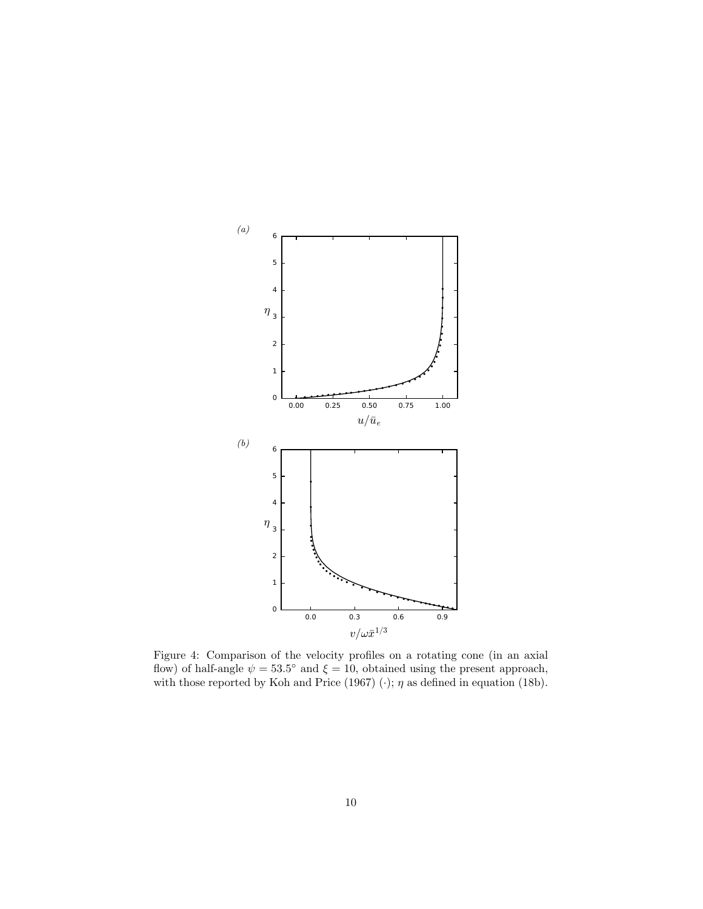Figure 4: Comparison of the velocity profiles on a rotating cone (in an axial flow) of half-angle $\psi = 53.5^\circ$ and $\xi = 10$, obtained using the present approach, with those reported by Koh and Price (1967) ($\cdot$); $\eta$ as defined in equation (18b).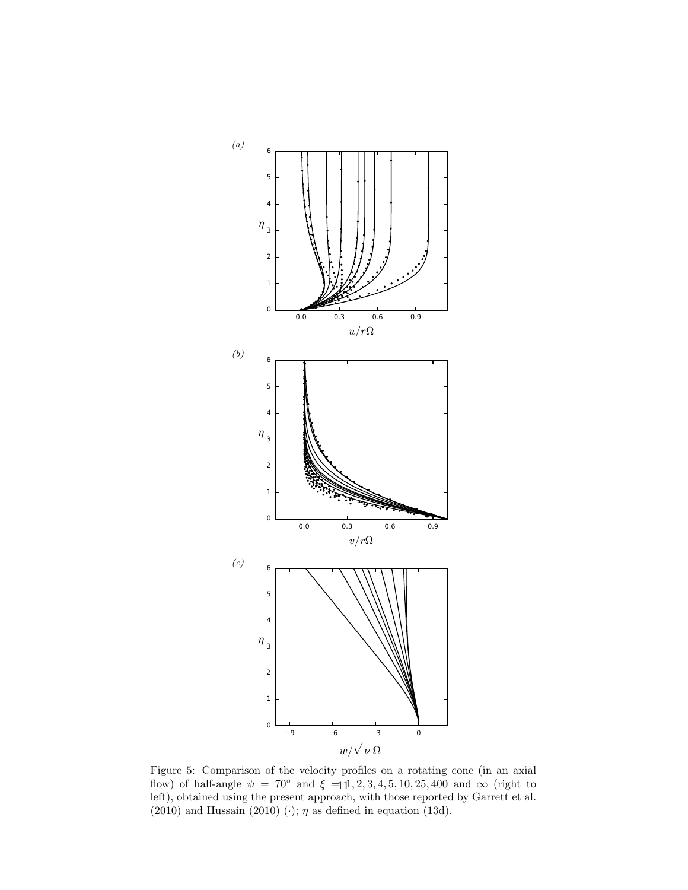(a)

(b)

(c)

Figure 5: Comparison of the velocity profiles on a rotating cone (in an axial flow) of half-angle $\psi = 70^\circ$ and $\xi = 1, 2, 3, 4, 5, 10, 25, 400$ and $\infty$ (right to left), obtained using the present approach, with those reported by Garrett et al. (2010) and Hussain (2010) ($\cdot$); $\eta$ as defined in equation (13d).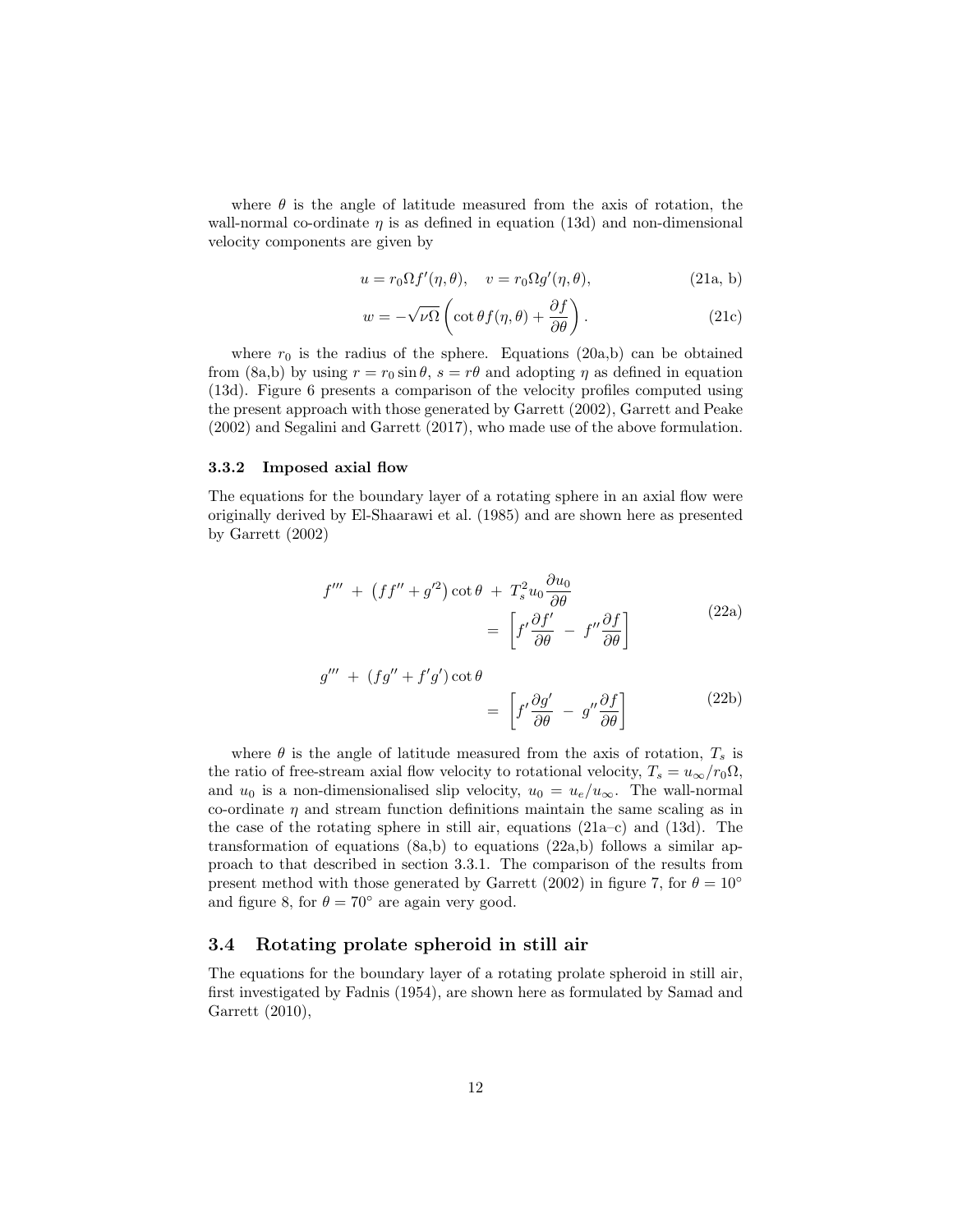where $\theta$ is the angle of latitude measured from the axis of rotation, the wall-normal co-ordinate $\eta$ is as defined in equation (13d) and non-dimensional velocity components are given by

$$u = r_0 \Omega f'(\eta, \theta), \quad v = r_0 \Omega g'(\eta, \theta), \tag{21a, b}$$

$$w = -\sqrt{\nu \Omega} \left( \cot\theta f(\eta, \theta) + \frac{\partial f}{\partial \theta} \right). \tag{21c}$$

where $r_0$ is the radius of the sphere. Equations (20a,b) can be obtained from (8a,b) by using $r = r_0 \sin\theta$, $s = r\theta$ and adopting $\eta$ as defined in equation (13d). Figure 6 presents a comparison of the velocity profiles computed using the present approach with those generated by Garrett (2002), Garrett and Peake (2002) and Segalini and Garrett (2017), who made use of the above formulation.

#### 3.3.2 Imposed axial flow

The equations for the boundary layer of a rotating sphere in an axial flow were originally derived by El-Shaarawi et al. (1985) and are shown here as presented by Garrett (2002)

$$f''' + \left(ff'' + g'^2\right)\cot\theta + T_s^2 u_0 \frac{\partial u_0}{\partial \theta} = \left[ f' \frac{\partial f'}{\partial \theta} - f'' \frac{\partial f}{\partial \theta} \right] \tag{22a}$$

$$g''' + \left(fg'' + f'g'\right)\cot\theta = \left[ f' \frac{\partial g'}{\partial \theta} - g'' \frac{\partial f}{\partial \theta} \right] \tag{22b}$$

where $\theta$ is the angle of latitude measured from the axis of rotation, $T_s$ is the ratio of free-stream axial flow velocity to rotational velocity, $T_s = u_\infty / r_0 \Omega$, and $u_0$ is a non-dimensionalised slip velocity, $u_0 = u_e / u_\infty$. The wall-normal co-ordinate $\eta$ and stream function definitions maintain the same scaling as in the case of the rotating sphere in still air, equations (21a–c) and (13d). The transformation of equations (8a,b) to equations (22a,b) follows a similar approach to that described in section 3.3.1. The comparison of the results from present method with those generated by Garrett (2002) in figure 7, for $\theta = 10^\circ$ and figure 8, for $\theta = 70^\circ$ are again very good.

### 3.4 Rotating prolate spheroid in still air

The equations for the boundary layer of a rotating prolate spheroid in still air, first investigated by Fadnis (1954), are shown here as formulated by Samad and Garrett (2010),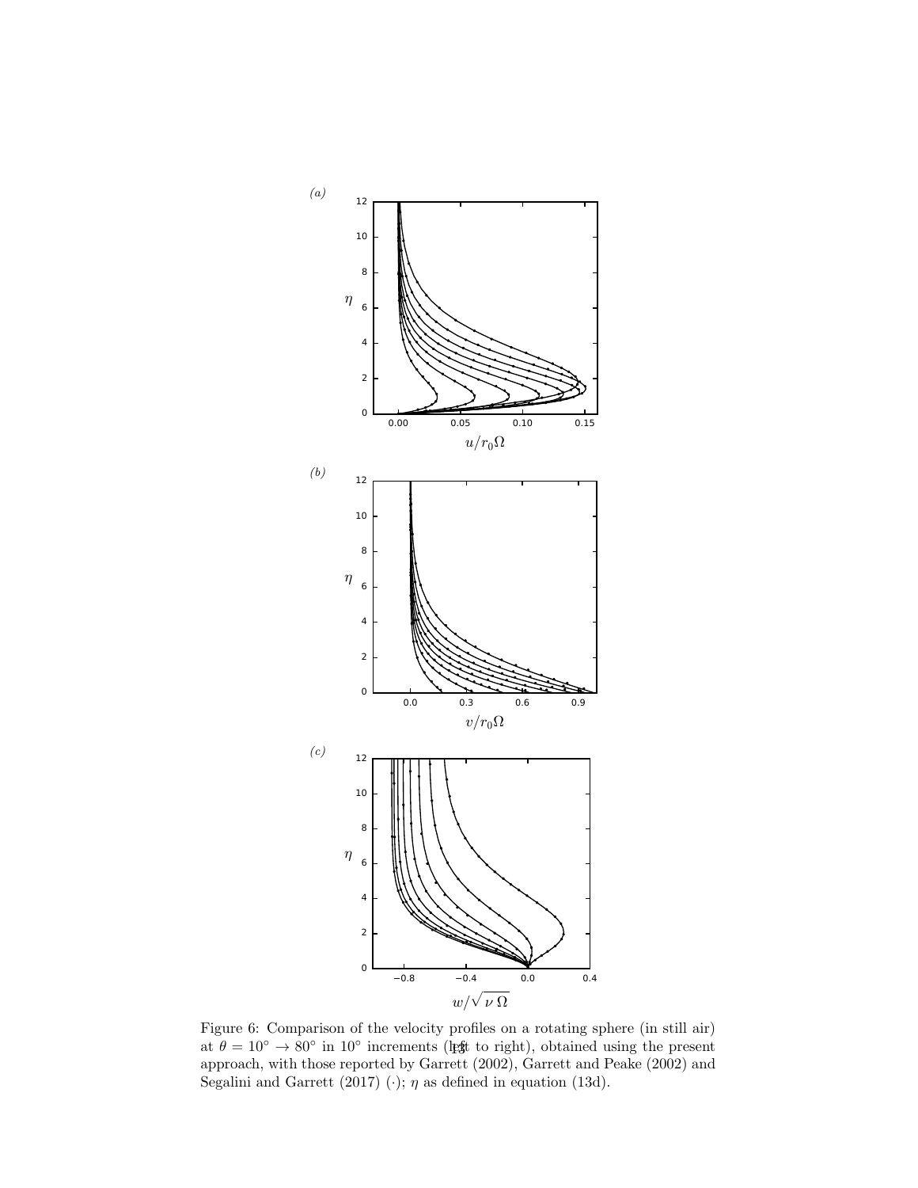Figure 6: Comparison of the velocity profiles on a rotating sphere (in still air) at $\theta = 10^\circ \rightarrow 80^\circ$ in $10^\circ$ increments (left to right), obtained using the present approach, with those reported by Garrett (2002), Garrett and Peake (2002) and Segalini and Garrett (2017) ($\cdot$); $\eta$ as defined in equation (13d).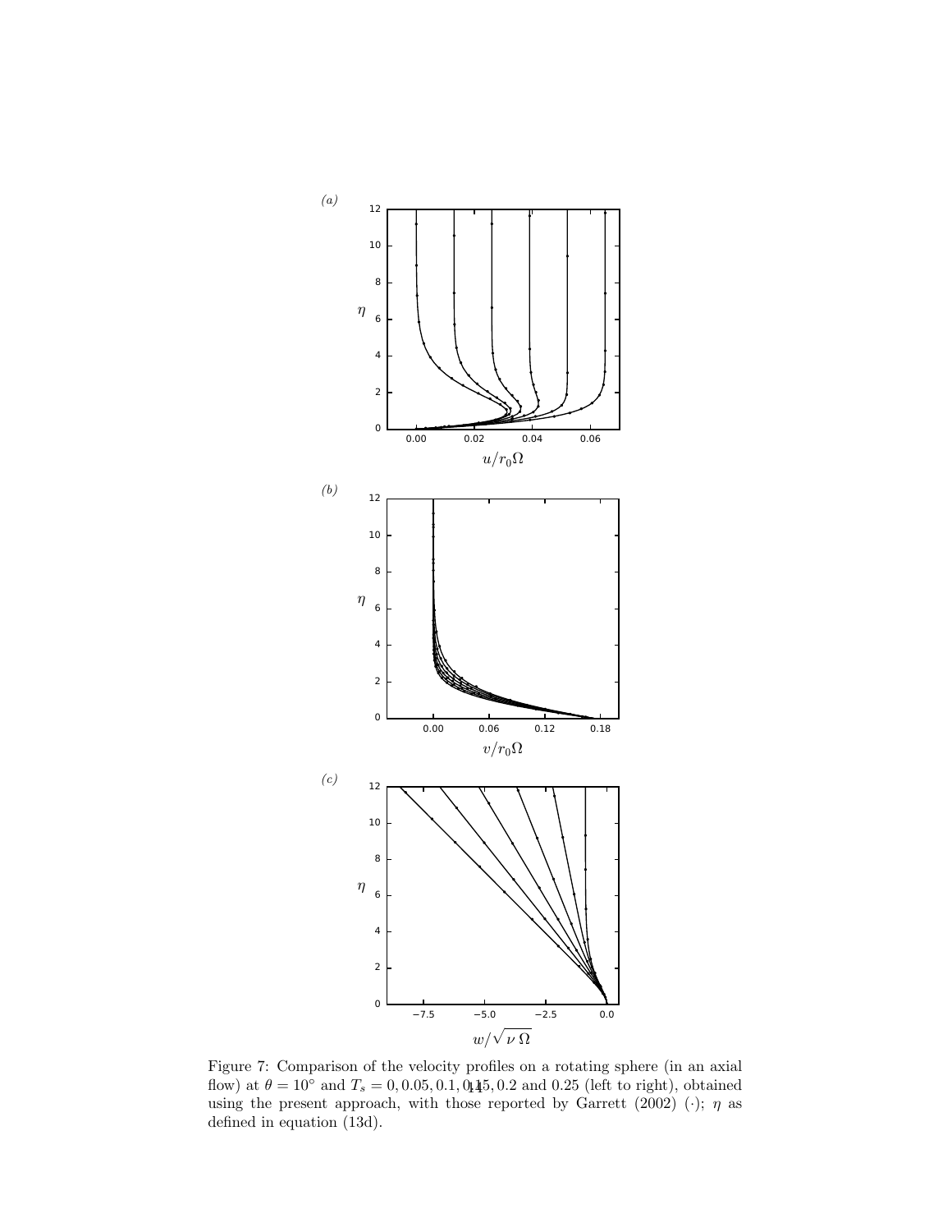Figure 7: Comparison of the velocity profiles on a rotating sphere (in an axial flow) at $\theta = 10^{\circ}$ and $T_s = 0, 0.05, 0.1, 0.15, 0.2$ and $0.25$ (left to right), obtained using the present approach, with those reported by Garrett (2002) ($\cdot$); $\eta$ as defined in equation (13d).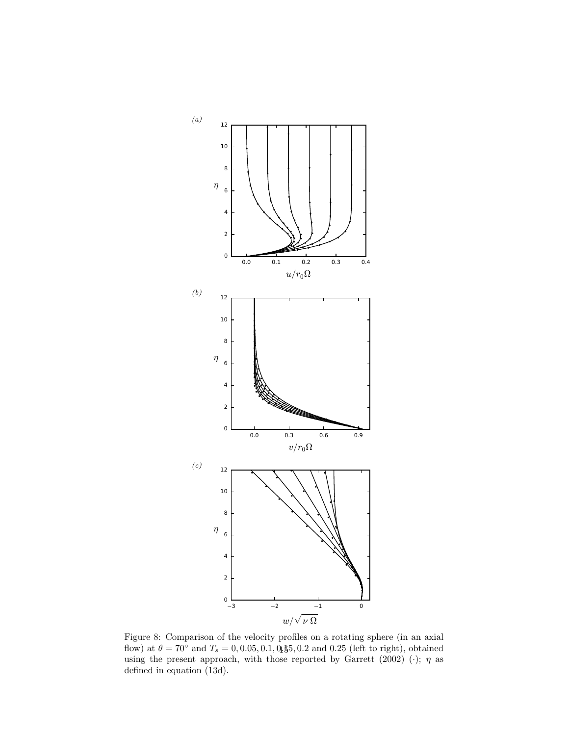Figure 8: Comparison of the velocity profiles on a rotating sphere (in an axial flow) at $\theta = 70^{\circ}$ and $T_s = 0, 0.05, 0.1, 0.15, 0.2$ and $0.25$ (left to right), obtained using the present approach, with those reported by Garrett (2002) ($\cdot$); $\eta$ as defined in equation (13d).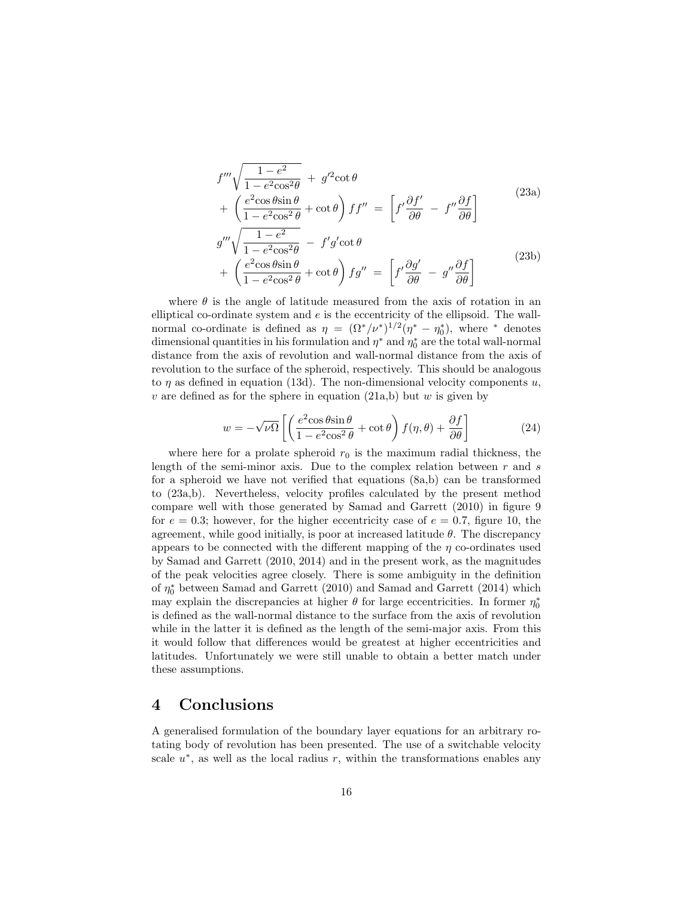$$
\begin{aligned}
& f'''\sqrt{\frac{1-e^2}{1-e^2\cos^2\theta}} \;+\; g'^2\cot\theta \\
& +\;\left(\frac{e^2\cos\theta\sin\theta}{1-e^2\cos^2\theta}+\cot\theta\right)ff'' \;=\; \left[f'\frac{\partial f'}{\partial\theta} \;-\; f''\frac{\partial f}{\partial\theta}\right]
\end{aligned} \tag{23a}
$$

$$
\begin{aligned}
& g'''\sqrt{\frac{1-e^2}{1-e^2\cos^2\theta}} \;-\; f'g'\cot\theta \\
& +\;\left(\frac{e^2\cos\theta\sin\theta}{1-e^2\cos^2\theta}+\cot\theta\right)fg'' \;=\; \left[f'\frac{\partial g'}{\partial\theta} \;-\; g''\frac{\partial f}{\partial\theta}\right]
\end{aligned} \tag{23b}
$$

where $\theta$ is the angle of latitude measured from the axis of rotation in an elliptical co-ordinate system and $e$ is the eccentricity of the ellipsoid. The wall-normal co-ordinate is defined as $\eta = (\Omega^*/\nu^*)^{1/2}(\eta^* - \eta_0^*)$, where $^*$ denotes dimensional quantities in his formulation and $\eta^*$ and $\eta_0^*$ are the total wall-normal distance from the axis of revolution and wall-normal distance from the axis of revolution to the surface of the spheroid, respectively. This should be analogous to $\eta$ as defined in equation (13d). The non-dimensional velocity components $u$, $v$ are defined as for the sphere in equation (21a,b) but $w$ is given by

$$
w = -\sqrt{\nu\Omega}\left[\left(\frac{e^2\cos\theta\sin\theta}{1-e^2\cos^2\theta}+\cot\theta\right)f(\eta,\theta)+\frac{\partial f}{\partial\theta}\right] \tag{24}
$$

where here for a prolate spheroid $r_0$ is the maximum radial thickness, the length of the semi-minor axis. Due to the complex relation between $r$ and $s$ for a spheroid we have not verified that equations (8a,b) can be transformed to (23a,b). Nevertheless, velocity profiles calculated by the present method compare well with those generated by Samad and Garrett (2010) in figure 9 for $e = 0.3$; however, for the higher eccentricity case of $e = 0.7$, figure 10, the agreement, while good initially, is poor at increased latitude $\theta$. The discrepancy appears to be connected with the different mapping of the $\eta$ co-ordinates used by Samad and Garrett (2010, 2014) and in the present work, as the magnitudes of the peak velocities agree closely. There is some ambiguity in the definition of $\eta_0^*$ between Samad and Garrett (2010) and Samad and Garrett (2014) which may explain the discrepancies at higher $\theta$ for large eccentricities. In former $\eta_0^*$ is defined as the wall-normal distance to the surface from the axis of revolution while in the latter it is defined as the length of the semi-major axis. From this it would follow that differences would be greatest at higher eccentricities and latitudes. Unfortunately we were still unable to obtain a better match under these assumptions.

## 4 Conclusions

A generalised formulation of the boundary layer equations for an arbitrary rotating body of revolution has been presented. The use of a switchable velocity scale $u^*$, as well as the local radius $r$, within the transformations enables any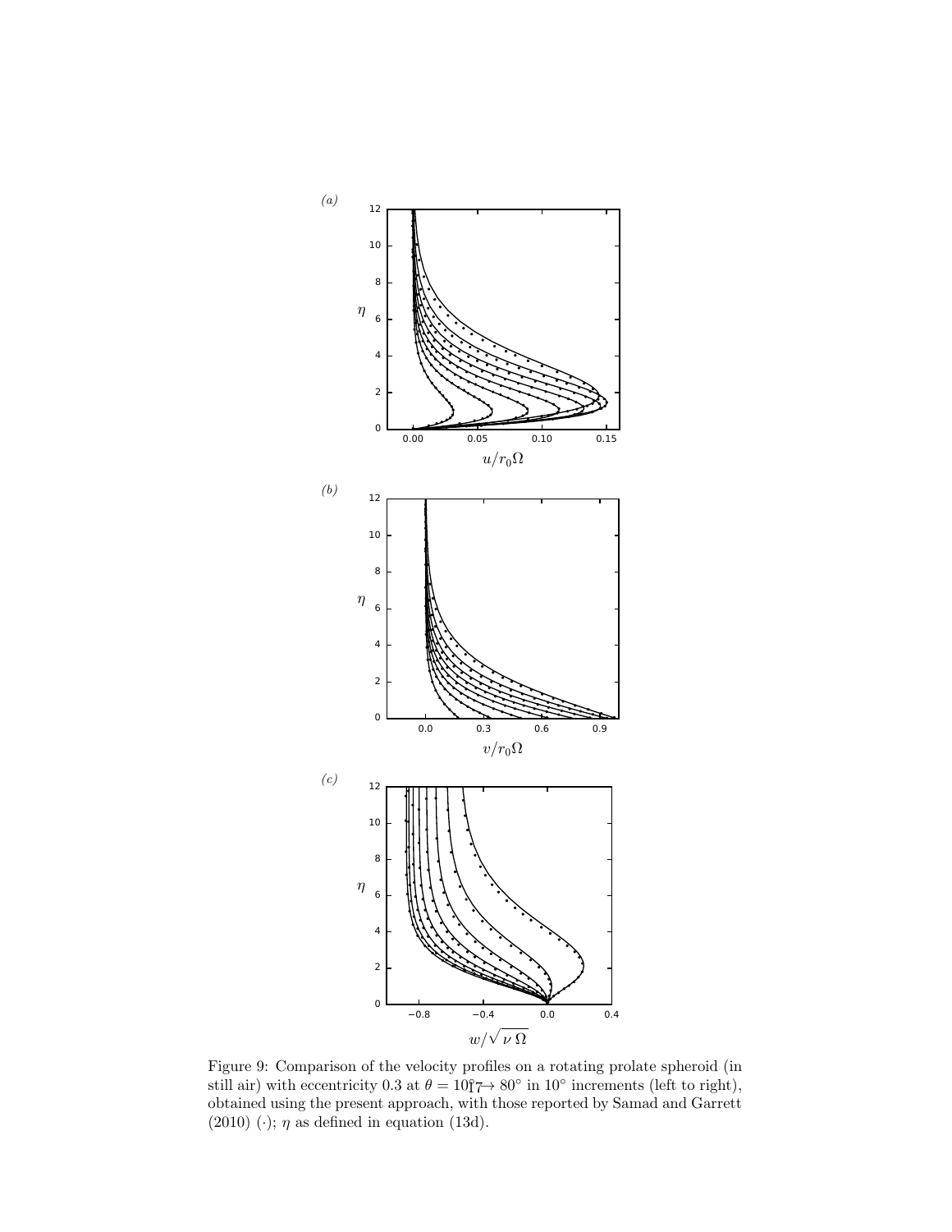*(a)*

*(b)*

*(c)*

Figure 9: Comparison of the velocity profiles on a rotating prolate spheroid (in still air) with eccentricity 0.3 at $\theta = 10° \to 80°$ in $10°$ increments (left to right), obtained using the present approach, with those reported by Samad and Garrett (2010) $(\cdot)$; $\eta$ as defined in equation (13d).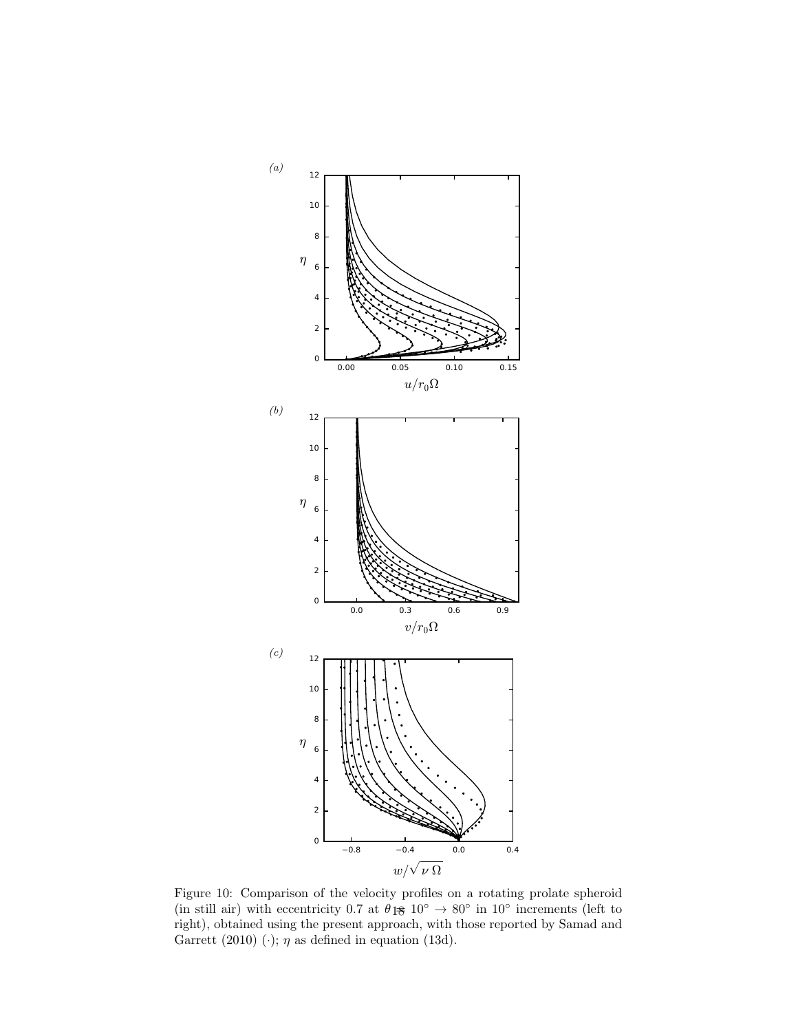Figure 10: Comparison of the velocity profiles on a rotating prolate spheroid (in still air) with eccentricity 0.7 at $\theta = 10^{\circ} \rightarrow 80^{\circ}$ in $10^{\circ}$ increments (left to right), obtained using the present approach, with those reported by Samad and Garrett (2010) ($\cdot$); $\eta$ as defined in equation (13d).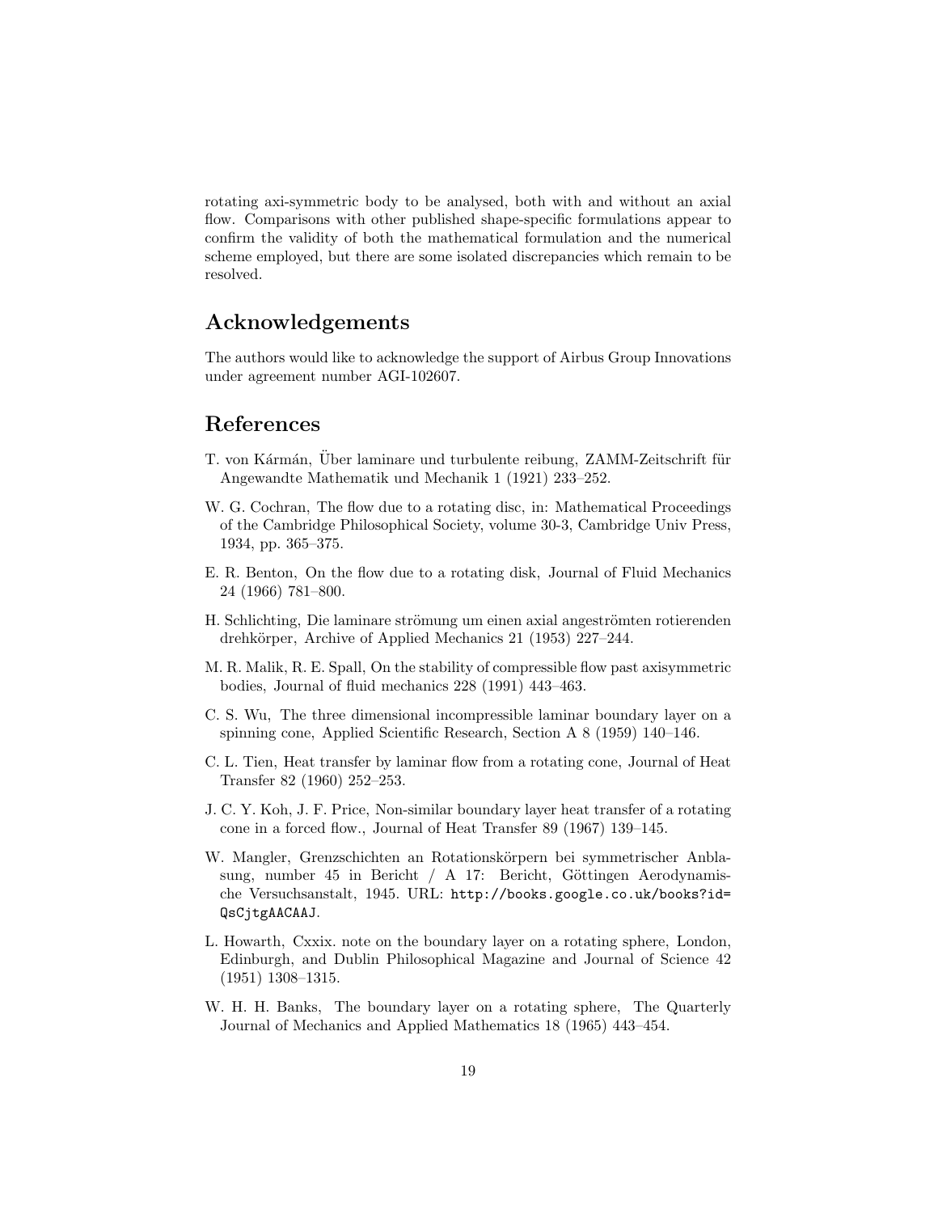rotating axi-symmetric body to be analysed, both with and without an axial flow. Comparisons with other published shape-specific formulations appear to confirm the validity of both the mathematical formulation and the numerical scheme employed, but there are some isolated discrepancies which remain to be resolved.

## Acknowledgements

The authors would like to acknowledge the support of Airbus Group Innovations under agreement number AGI-102607.

## References

T. von Kármán, Über laminare und turbulente reibung, ZAMM-Zeitschrift für Angewandte Mathematik und Mechanik 1 (1921) 233–252.

W. G. Cochran, The flow due to a rotating disc, in: Mathematical Proceedings of the Cambridge Philosophical Society, volume 30-3, Cambridge Univ Press, 1934, pp. 365–375.

E. R. Benton, On the flow due to a rotating disk, Journal of Fluid Mechanics 24 (1966) 781–800.

H. Schlichting, Die laminare strömung um einen axial angeströmten rotierenden drehkörper, Archive of Applied Mechanics 21 (1953) 227–244.

M. R. Malik, R. E. Spall, On the stability of compressible flow past axisymmetric bodies, Journal of fluid mechanics 228 (1991) 443–463.

C. S. Wu, The three dimensional incompressible laminar boundary layer on a spinning cone, Applied Scientific Research, Section A 8 (1959) 140–146.

C. L. Tien, Heat transfer by laminar flow from a rotating cone, Journal of Heat Transfer 82 (1960) 252–253.

J. C. Y. Koh, J. F. Price, Non-similar boundary layer heat transfer of a rotating cone in a forced flow., Journal of Heat Transfer 89 (1967) 139–145.

W. Mangler, Grenzschichten an Rotationskörpern bei symmetrischer Anblasung, number 45 in Bericht / A 17: Bericht, Göttingen Aerodynamische Versuchsanstalt, 1945. URL: `http://books.google.co.uk/books?id=QsCjtgAACAAJ`.

L. Howarth, Cxxix. note on the boundary layer on a rotating sphere, London, Edinburgh, and Dublin Philosophical Magazine and Journal of Science 42 (1951) 1308–1315.

W. H. H. Banks, The boundary layer on a rotating sphere, The Quarterly Journal of Mechanics and Applied Mathematics 18 (1965) 443–454.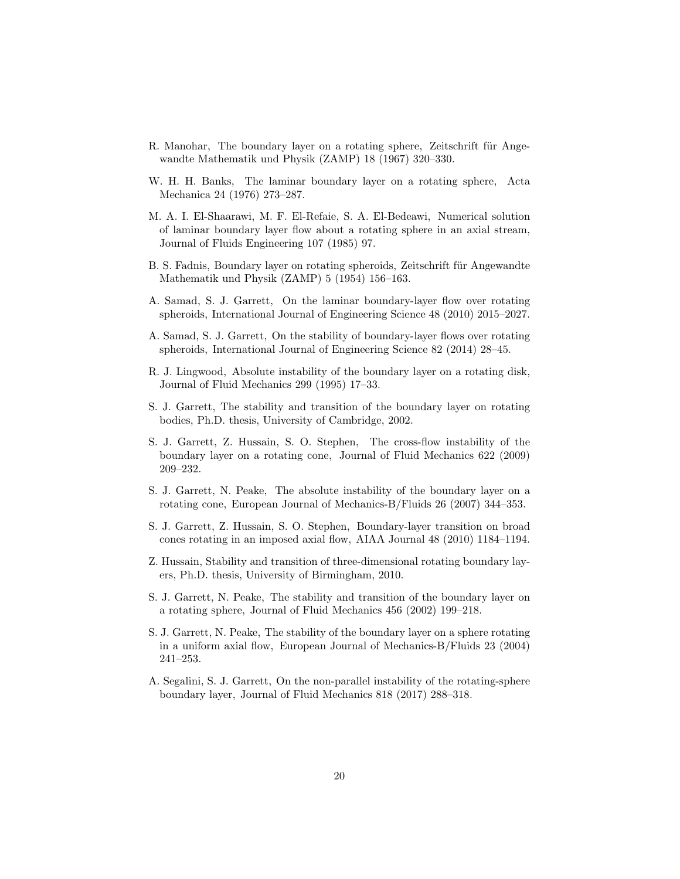R. Manohar, The boundary layer on a rotating sphere, Zeitschrift für Angewandte Mathematik und Physik (ZAMP) 18 (1967) 320–330.

W. H. H. Banks, The laminar boundary layer on a rotating sphere, Acta Mechanica 24 (1976) 273–287.

M. A. I. El-Shaarawi, M. F. El-Refaie, S. A. El-Bedeawi, Numerical solution of laminar boundary layer flow about a rotating sphere in an axial stream, Journal of Fluids Engineering 107 (1985) 97.

B. S. Fadnis, Boundary layer on rotating spheroids, Zeitschrift für Angewandte Mathematik und Physik (ZAMP) 5 (1954) 156–163.

A. Samad, S. J. Garrett, On the laminar boundary-layer flow over rotating spheroids, International Journal of Engineering Science 48 (2010) 2015–2027.

A. Samad, S. J. Garrett, On the stability of boundary-layer flows over rotating spheroids, International Journal of Engineering Science 82 (2014) 28–45.

R. J. Lingwood, Absolute instability of the boundary layer on a rotating disk, Journal of Fluid Mechanics 299 (1995) 17–33.

S. J. Garrett, The stability and transition of the boundary layer on rotating bodies, Ph.D. thesis, University of Cambridge, 2002.

S. J. Garrett, Z. Hussain, S. O. Stephen, The cross-flow instability of the boundary layer on a rotating cone, Journal of Fluid Mechanics 622 (2009) 209–232.

S. J. Garrett, N. Peake, The absolute instability of the boundary layer on a rotating cone, European Journal of Mechanics-B/Fluids 26 (2007) 344–353.

S. J. Garrett, Z. Hussain, S. O. Stephen, Boundary-layer transition on broad cones rotating in an imposed axial flow, AIAA Journal 48 (2010) 1184–1194.

Z. Hussain, Stability and transition of three-dimensional rotating boundary layers, Ph.D. thesis, University of Birmingham, 2010.

S. J. Garrett, N. Peake, The stability and transition of the boundary layer on a rotating sphere, Journal of Fluid Mechanics 456 (2002) 199–218.

S. J. Garrett, N. Peake, The stability of the boundary layer on a sphere rotating in a uniform axial flow, European Journal of Mechanics-B/Fluids 23 (2004) 241–253.

A. Segalini, S. J. Garrett, On the non-parallel instability of the rotating-sphere boundary layer, Journal of Fluid Mechanics 818 (2017) 288–318.